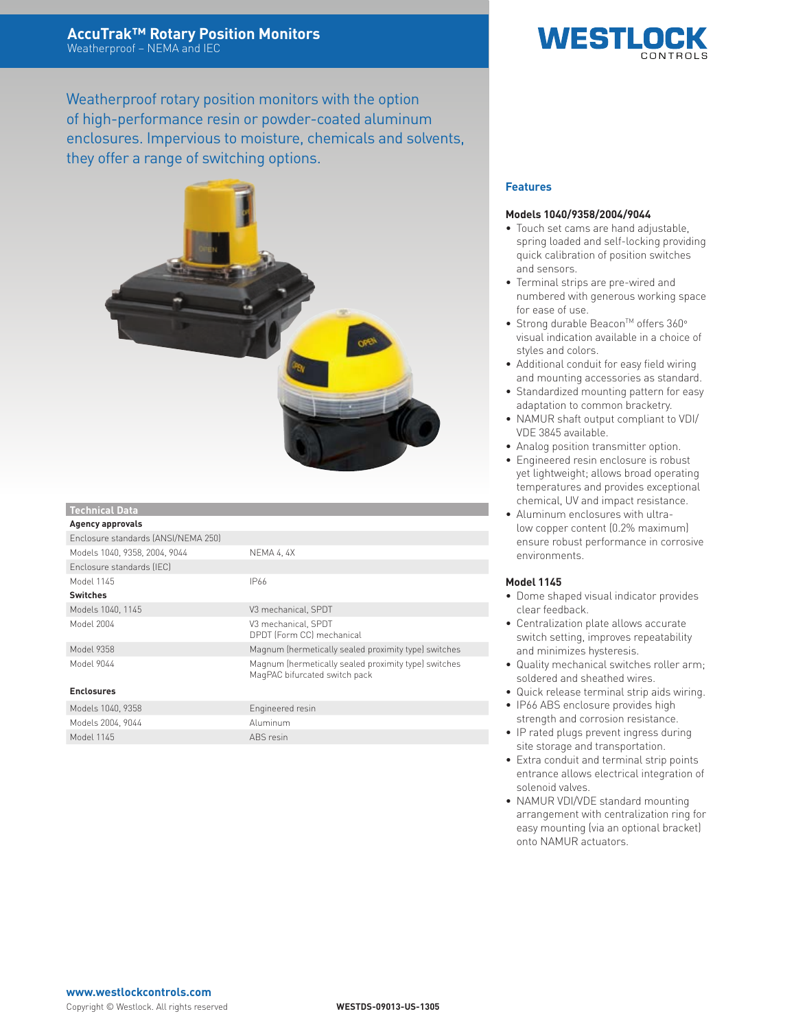# AccuTrak™ Rotary Position Monitors

Weatherproof – NEMA and IEC

WESTLOCK CONTROLS

Weatherproof rotary position monitors with the option of high-performance resin or powder-coated aluminum enclosures. Impervious to moisture, chemicals and solvents, they offer a range of switching options.

## Technical Data

| | |
|---|---|
| **Agency approvals** | |
| Enclosure standards (ANSI/NEMA 250) | |
| Models 1040, 9358, 2004, 9044 | NEMA 4, 4X |
| Enclosure standards (IEC) | |
| Model 1145 | IP66 |
| **Switches** | |
| Models 1040, 1145 | V3 mechanical, SPDT |
| Model 2004 | V3 mechanical, SPDT<br>DPDT (Form CC) mechanical |
| Model 9358 | Magnum (hermetically sealed proximity type) switches |
| Model 9044 | Magnum (hermetically sealed proximity type) switches<br>MagPAC bifurcated switch pack |
| **Enclosures** | |
| Models 1040, 9358 | Engineered resin |
| Models 2004, 9044 | Aluminum |
| Model 1145 | ABS resin |

## Features

### Models 1040/9358/2004/9044

- Touch set cams are hand adjustable, spring loaded and self-locking providing quick calibration of position switches and sensors.
- Terminal strips are pre-wired and numbered with generous working space for ease of use.
- Strong durable Beacon™ offers 360° visual indication available in a choice of styles and colors.
- Additional conduit for easy field wiring and mounting accessories as standard.
- Standardized mounting pattern for easy adaptation to common bracketry.
- NAMUR shaft output compliant to VDI/VDE 3845 available.
- Analog position transmitter option.
- Engineered resin enclosure is robust yet lightweight; allows broad operating temperatures and provides exceptional chemical, UV and impact resistance.
- Aluminum enclosures with ultra-low copper content (0.2% maximum) ensure robust performance in corrosive environments.

### Model 1145

- Dome shaped visual indicator provides clear feedback.
- Centralization plate allows accurate switch setting, improves repeatability and minimizes hysteresis.
- Quality mechanical switches roller arm; soldered and sheathed wires.
- Quick release terminal strip aids wiring.
- IP66 ABS enclosure provides high strength and corrosion resistance.
- IP rated plugs prevent ingress during site storage and transportation.
- Extra conduit and terminal strip points entrance allows electrical integration of solenoid valves.
- NAMUR VDI/VDE standard mounting arrangement with centralization ring for easy mounting (via an optional bracket) onto NAMUR actuators.

www.westlockcontrols.com

Copyright © Westlock. All rights reserved

WESTDS-09013-US-1305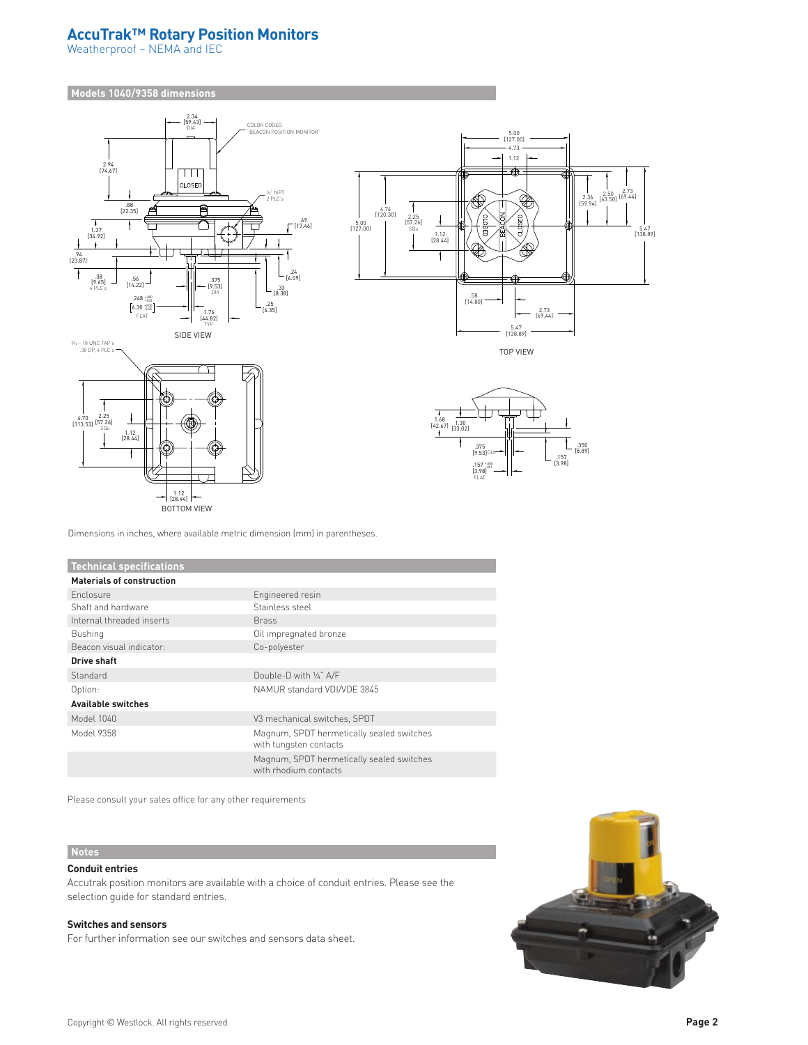# AccuTrak™ Rotary Position Monitors

Weatherproof – NEMA and IEC

## Models 1040/9358 dimensions

SIDE VIEW

TOP VIEW

BOTTOM VIEW

Dimensions in inches, where available metric dimension (mm) in parentheses.

## Technical specifications

| **Materials of construction** | |
|---|---|
| Enclosure | Engineered resin |
| Shaft and hardware | Stainless steel |
| Internal threaded inserts | Brass |
| Bushing | Oil impregnated bronze |
| Beacon visual indicator: | Co-polyester |
| **Drive shaft** | |
| Standard | Double-D with ¼" A/F |
| Option: | NAMUR standard VDI/VDE 3845 |
| **Available switches** | |
| Model 1040 | V3 mechanical switches, SPDT |
| Model 9358 | Magnum, SPDT hermetically sealed switches with tungsten contacts |
| | Magnum, SPDT hermetically sealed switches with rhodium contacts |

Please consult your sales office for any other requirements

## Notes

### Conduit entries

Accutrak position monitors are available with a choice of conduit entries. Please see the selection guide for standard entries.

### Switches and sensors

For further information see our switches and sensors data sheet.

Copyright © Westlock. All rights reserved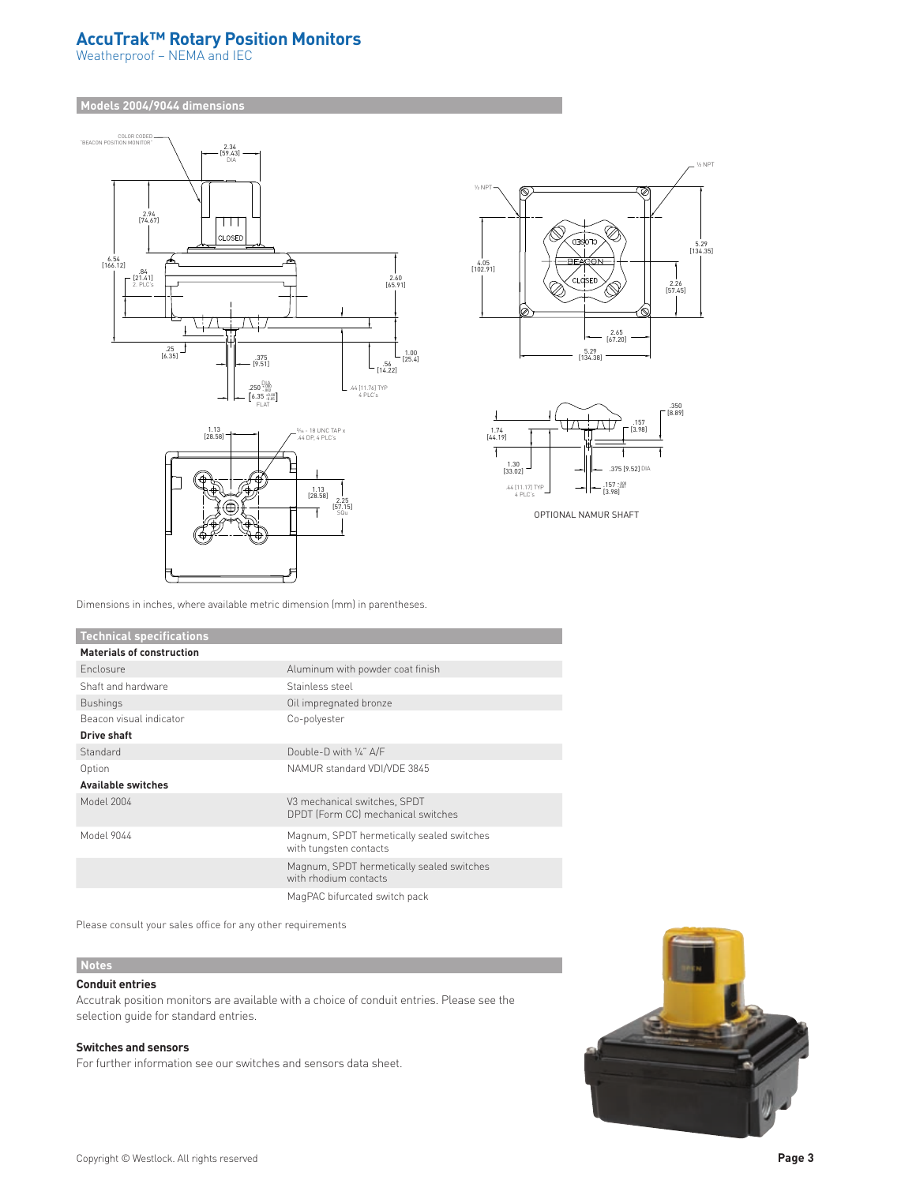# AccuTrak™ Rotary Position Monitors

Weatherproof – NEMA and IEC

## Models 2004/9044 dimensions

Dimensions in inches, where available metric dimension (mm) in parentheses.

## Technical specifications

| Materials of construction | |
|---|---|
| Enclosure | Aluminum with powder coat finish |
| Shaft and hardware | Stainless steel |
| Bushings | Oil impregnated bronze |
| Beacon visual indicator | Co-polyester |
| **Drive shaft** | |
| Standard | Double-D with ¼" A/F |
| Option | NAMUR standard VDI/VDE 3845 |
| **Available switches** | |
| Model 2004 | V3 mechanical switches, SPDT<br>DPDT (Form CC) mechanical switches |
| Model 9044 | Magnum, SPDT hermetically sealed switches with tungsten contacts |
| | Magnum, SPDT hermetically sealed switches with rhodium contacts |
| | MagPAC bifurcated switch pack |

Please consult your sales office for any other requirements

## Notes

### Conduit entries

Accutrak position monitors are available with a choice of conduit entries. Please see the selection guide for standard entries.

### Switches and sensors

For further information see our switches and sensors data sheet.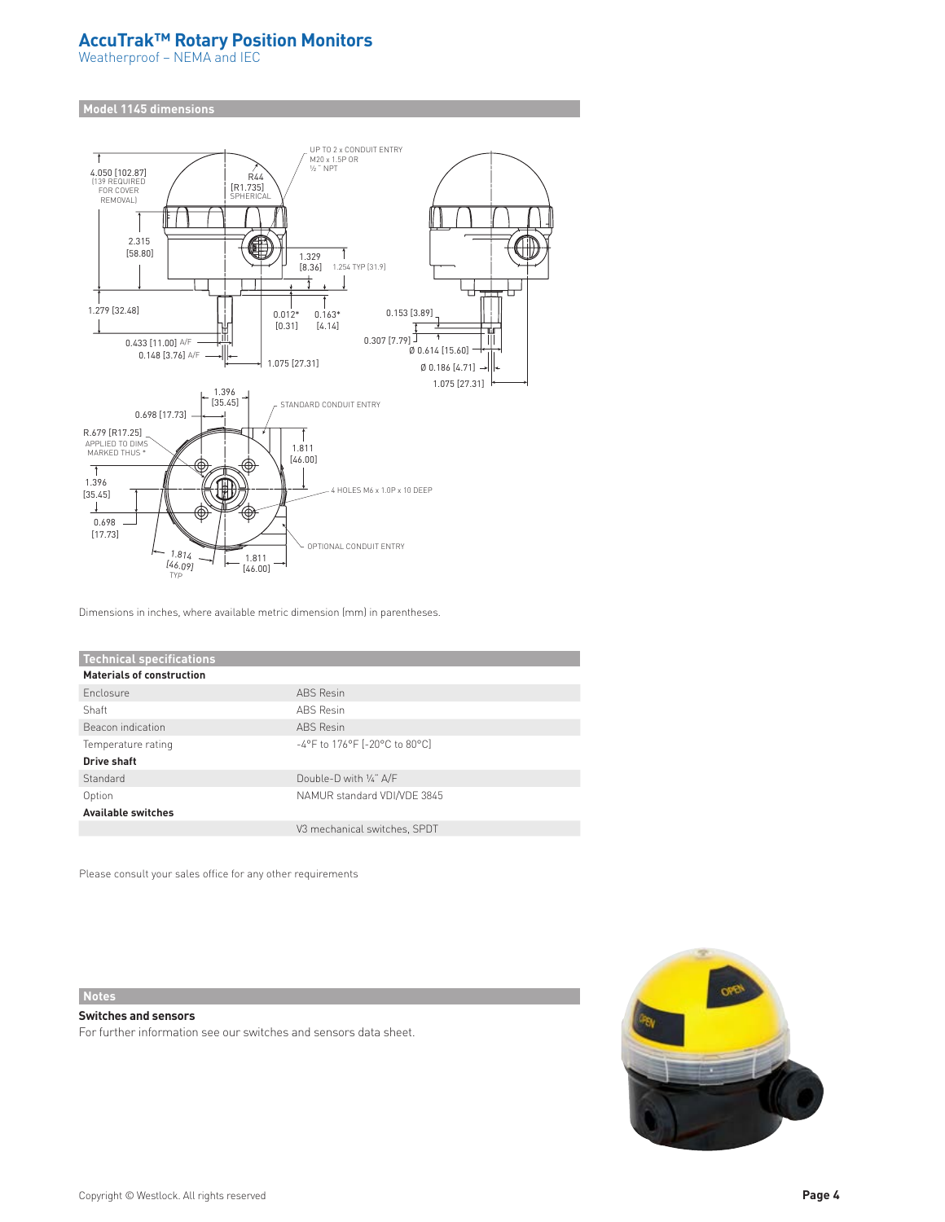# AccuTrak™ Rotary Position Monitors

Weatherproof – NEMA and IEC

## Model 1145 dimensions

Dimensions in inches, where available metric dimension (mm) in parentheses.

## Technical specifications

| Materials of construction | |
|---|---|
| Enclosure | ABS Resin |
| Shaft | ABS Resin |
| Beacon indication | ABS Resin |
| Temperature rating | -4°F to 176°F [-20°C to 80°C] |
| **Drive shaft** | |
| Standard | Double-D with ¼" A/F |
| Option | NAMUR standard VDI/VDE 3845 |
| **Available switches** | |
| | V3 mechanical switches, SPDT |

Please consult your sales office for any other requirements

## Notes

**Switches and sensors**

For further information see our switches and sensors data sheet.

Copyright © Westlock. All rights reserved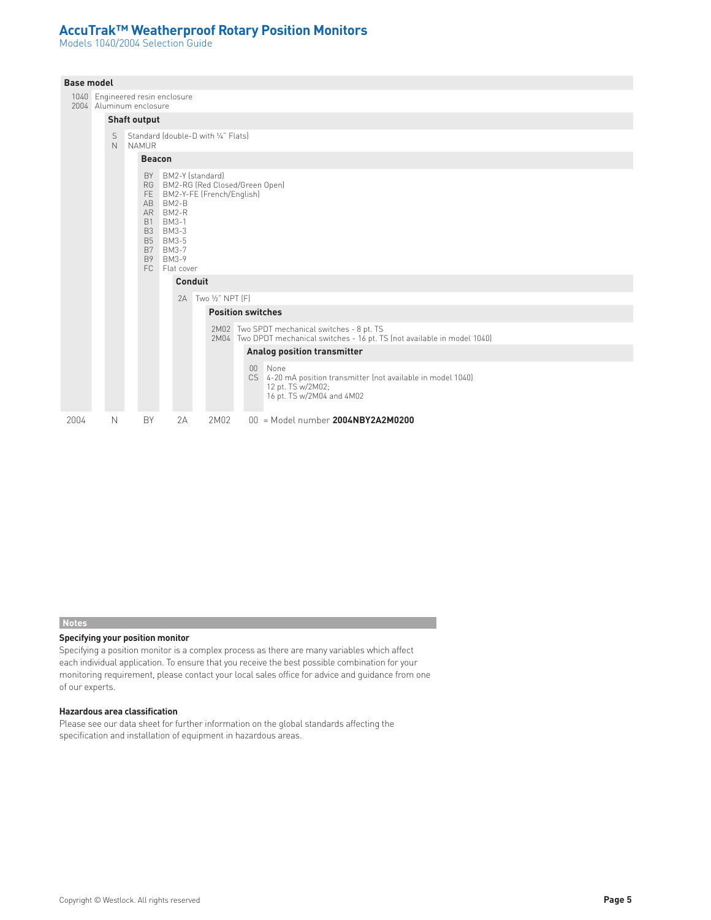# AccuTrak™ Weatherproof Rotary Position Monitors

Models 1040/2004 Selection Guide

### Base model

| Code | Description |
|---|---|
| 1040 | Engineered resin enclosure |
| 2004 | Aluminum enclosure |

### Shaft output

| Code | Description |
|---|---|
| S | Standard (double-D with ¼" Flats) |
| N | NAMUR |

### Beacon

| Code | Description |
|---|---|
| BY | BM2-Y (standard) |
| RG | BM2-RG (Red Closed/Green Open) |
| FE | BM2-Y-FE (French/English) |
| AB | BM2-B |
| AR | BM2-R |
| B1 | BM3-1 |
| B3 | BM3-3 |
| B5 | BM3-5 |
| B7 | BM3-7 |
| B9 | BM3-9 |
| FC | Flat cover |

### Conduit

| Code | Description |
|---|---|
| 2A | Two ½" NPT (F) |

### Position switches

| Code | Description |
|---|---|
| 2M02 | Two SPDT mechanical switches - 8 pt. TS |
| 2M04 | Two DPDT mechanical switches - 16 pt. TS (not available in model 1040) |

### Analog position transmitter

| Code | Description |
|---|---|
| 00 | None |
| CS | 4-20 mA position transmitter (not available in model 1040)<br>12 pt. TS w/2M02;<br>16 pt. TS w/2M04 and 4M02 |

| Base model | Shaft output | Beacon | Conduit | Position switches | Analog position transmitter | |
|---|---|---|---|---|---|---|
| 2004 | N | BY | 2A | 2M02 | 00 | = Model number **2004NBY2A2M0200** |

## Notes

**Specifying your position monitor**

Specifying a position monitor is a complex process as there are many variables which affect each individual application. To ensure that you receive the best possible combination for your monitoring requirement, please contact your local sales office for advice and guidance from one of our experts.

**Hazardous area classification**

Please see our data sheet for further information on the global standards affecting the specification and installation of equipment in hazardous areas.

Copyright © Westlock. All rights reserved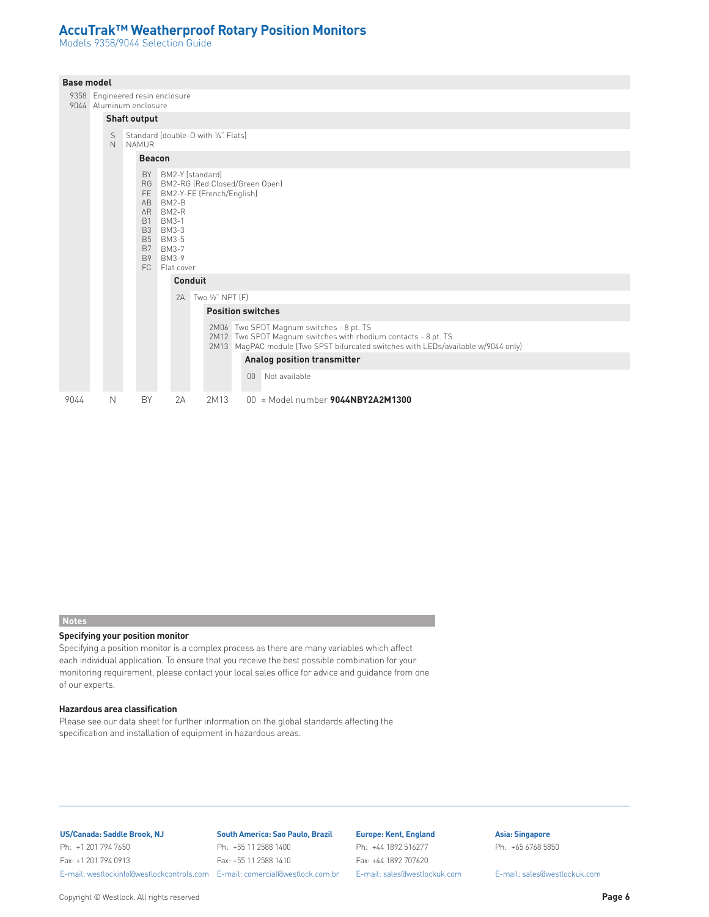# AccuTrak™ Weatherproof Rotary Position Monitors

Models 9358/9044 Selection Guide

**Base model**

| | |
|---|---|
| 9358 | Engineered resin enclosure |
| 9044 | Aluminum enclosure |

**Shaft output**

| | |
|---|---|
| S | Standard (double-D with ¼" Flats) |
| N | NAMUR |

**Beacon**

| | |
|---|---|
| BY | BM2-Y (standard) |
| RG | BM2-RG (Red Closed/Green Open) |
| FE | BM2-Y-FE (French/English) |
| AB | BM2-B |
| AR | BM2-R |
| B1 | BM3-1 |
| B3 | BM3-3 |
| B5 | BM3-5 |
| B7 | BM3-7 |
| B9 | BM3-9 |
| FC | Flat cover |

**Conduit**

| | |
|---|---|
| 2A | Two ½" NPT (F) |

**Position switches**

| | |
|---|---|
| 2M06 | Two SPDT Magnum switches - 8 pt. TS |
| 2M12 | Two SPDT Magnum switches with rhodium contacts - 8 pt. TS |
| 2M13 | MagPAC module (Two SPST bifurcated switches with LEDs/available w/9044 only) |

**Analog position transmitter**

| | |
|---|---|
| 00 | Not available |

9044 N BY 2A 2M13 00 = Model number **9044NBY2A2M1300**

## Notes

**Specifying your position monitor**

Specifying a position monitor is a complex process as there are many variables which affect each individual application. To ensure that you receive the best possible combination for your monitoring requirement, please contact your local sales office for advice and guidance from one of our experts.

**Hazardous area classification**

Please see our data sheet for further information on the global standards affecting the specification and installation of equipment in hazardous areas.

**US/Canada: Saddle Brook, NJ**
Ph: +1 201 794 7650
Fax: +1 201 794 0913
E-mail: westlockinfo@westlockcontrols.com

**South America: Sao Paulo, Brazil**
Ph: +55 11 2588 1400
Fax: +55 11 2588 1410
E-mail: comercial@westlock.com.br

**Europe: Kent, England**
Ph: +44 1892 516277
Fax: +44 1892 707620
E-mail: sales@westlockuk.com

**Asia: Singapore**
Ph: +65 6768 5850
E-mail: sales@westlockuk.com

Copyright © Westlock. All rights reserved